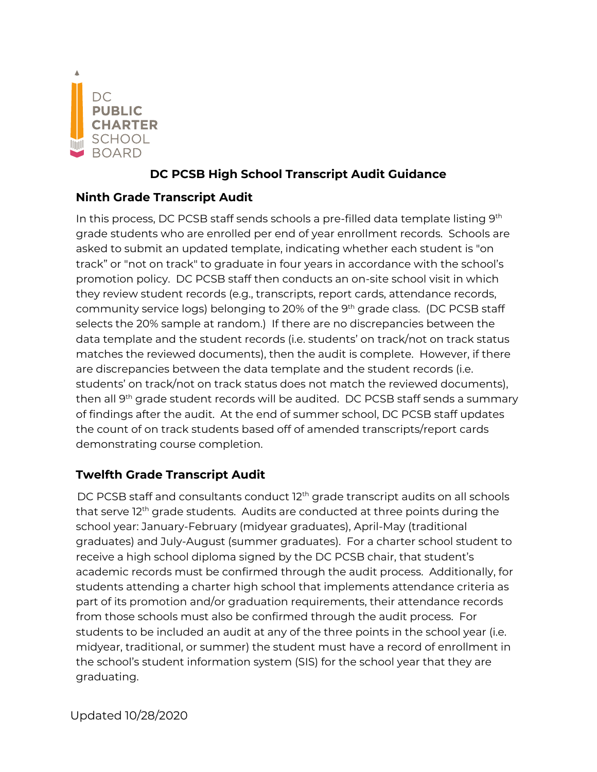DC PUBLIC CHARTER SCHOOL BOARD

# DC PCSB High School Transcript Audit Guidance

## Ninth Grade Transcript Audit

In this process, DC PCSB staff sends schools a pre-filled data template listing 9th grade students who are enrolled per end of year enrollment records. Schools are asked to submit an updated template, indicating whether each student is "on track" or "not on track" to graduate in four years in accordance with the school's promotion policy. DC PCSB staff then conducts an on-site school visit in which they review student records (e.g., transcripts, report cards, attendance records, community service logs) belonging to 20% of the 9th grade class. (DC PCSB staff selects the 20% sample at random.) If there are no discrepancies between the data template and the student records (i.e. students' on track/not on track status matches the reviewed documents), then the audit is complete. However, if there are discrepancies between the data template and the student records (i.e. students' on track/not on track status does not match the reviewed documents), then all 9th grade student records will be audited. DC PCSB staff sends a summary of findings after the audit. At the end of summer school, DC PCSB staff updates the count of on track students based off of amended transcripts/report cards demonstrating course completion.

## Twelfth Grade Transcript Audit

DC PCSB staff and consultants conduct 12th grade transcript audits on all schools that serve 12th grade students. Audits are conducted at three points during the school year: January-February (midyear graduates), April-May (traditional graduates) and July-August (summer graduates). For a charter school student to receive a high school diploma signed by the DC PCSB chair, that student's academic records must be confirmed through the audit process. Additionally, for students attending a charter high school that implements attendance criteria as part of its promotion and/or graduation requirements, their attendance records from those schools must also be confirmed through the audit process. For students to be included an audit at any of the three points in the school year (i.e. midyear, traditional, or summer) the student must have a record of enrollment in the school's student information system (SIS) for the school year that they are graduating.

Updated 10/28/2020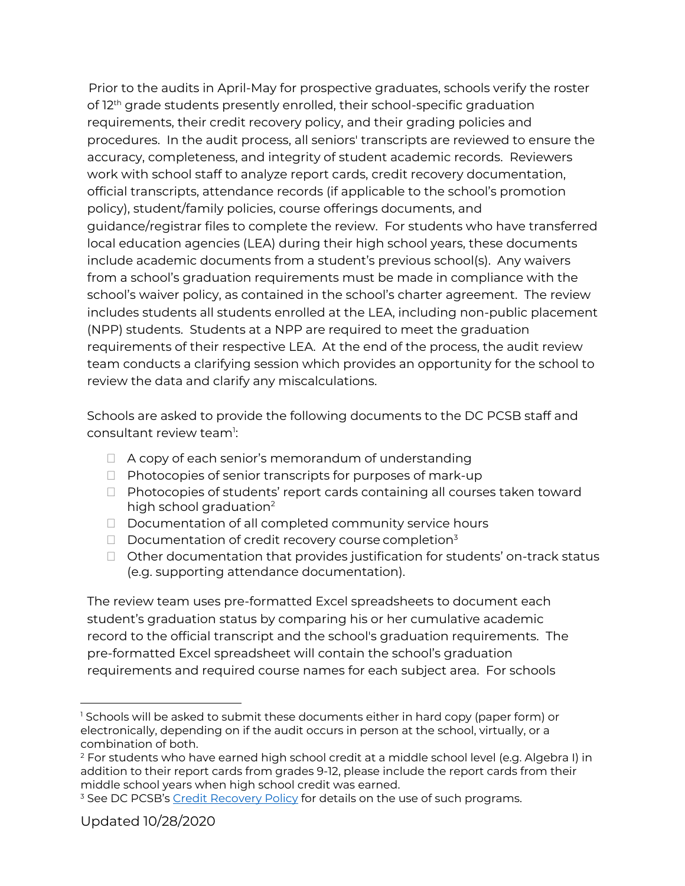Prior to the audits in April-May for prospective graduates, schools verify the roster of 12th grade students presently enrolled, their school-specific graduation requirements, their credit recovery policy, and their grading policies and procedures. In the audit process, all seniors' transcripts are reviewed to ensure the accuracy, completeness, and integrity of student academic records. Reviewers work with school staff to analyze report cards, credit recovery documentation, official transcripts, attendance records (if applicable to the school's promotion policy), student/family policies, course offerings documents, and guidance/registrar files to complete the review. For students who have transferred local education agencies (LEA) during their high school years, these documents include academic documents from a student's previous school(s). Any waivers from a school's graduation requirements must be made in compliance with the school's waiver policy, as contained in the school's charter agreement. The review includes students all students enrolled at the LEA, including non-public placement (NPP) students. Students at a NPP are required to meet the graduation requirements of their respective LEA. At the end of the process, the audit review team conducts a clarifying session which provides an opportunity for the school to review the data and clarify any miscalculations.

Schools are asked to provide the following documents to the DC PCSB staff and consultant review team[1]:

- A copy of each senior's memorandum of understanding
- Photocopies of senior transcripts for purposes of mark-up
- Photocopies of students' report cards containing all courses taken toward high school graduation[2]
- Documentation of all completed community service hours
- Documentation of credit recovery course completion[3]
- Other documentation that provides justification for students' on-track status (e.g. supporting attendance documentation).

The review team uses pre-formatted Excel spreadsheets to document each student's graduation status by comparing his or her cumulative academic record to the official transcript and the school's graduation requirements. The pre-formatted Excel spreadsheet will contain the school's graduation requirements and required course names for each subject area. For schools

---

[1] Schools will be asked to submit these documents either in hard copy (paper form) or electronically, depending on if the audit occurs in person at the school, virtually, or a combination of both.

[2] For students who have earned high school credit at a middle school level (e.g. Algebra I) in addition to their report cards from grades 9-12, please include the report cards from their middle school years when high school credit was earned.

[3] See DC PCSB's Credit Recovery Policy for details on the use of such programs.

Updated 10/28/2020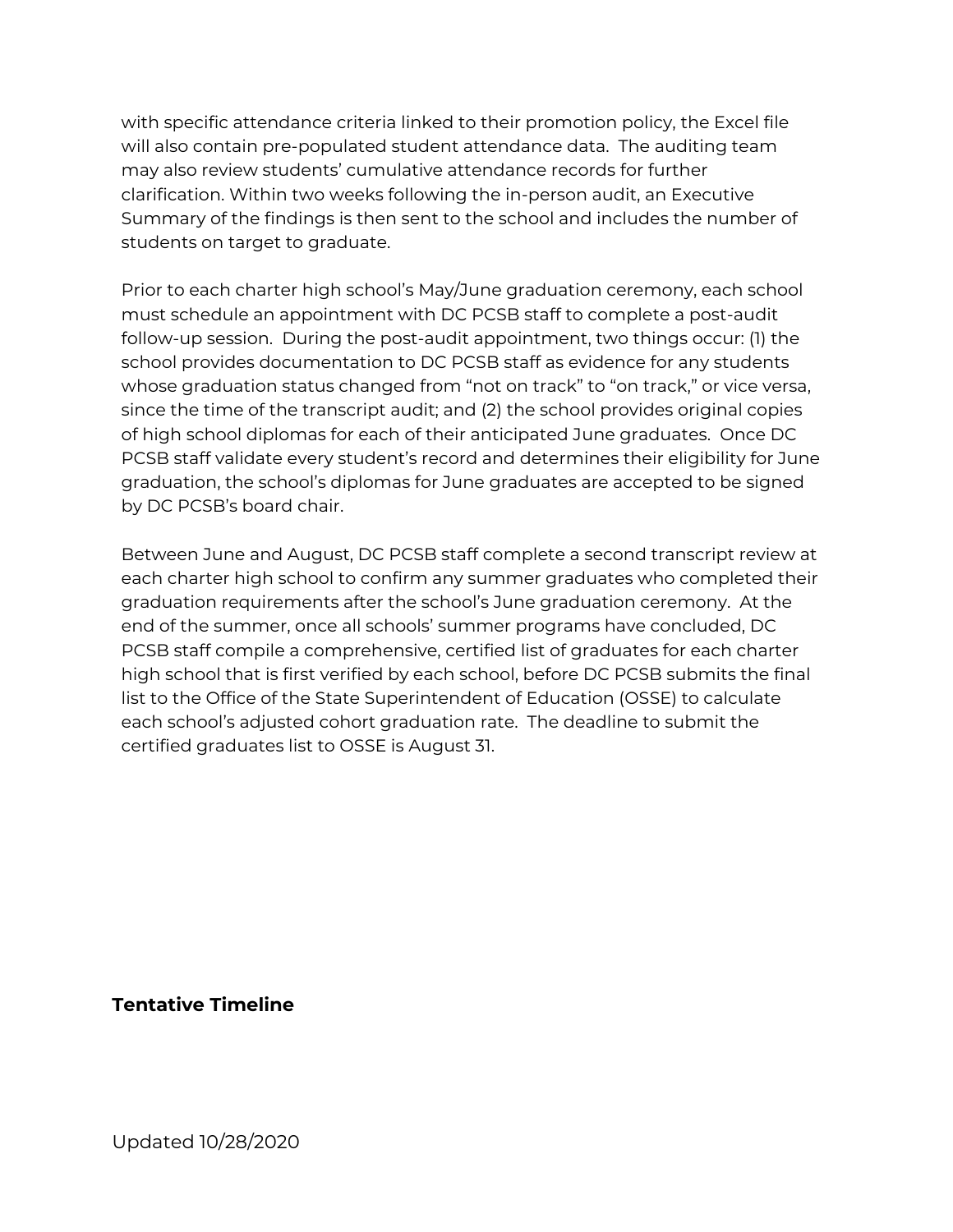with specific attendance criteria linked to their promotion policy, the Excel file will also contain pre-populated student attendance data. The auditing team may also review students' cumulative attendance records for further clarification. Within two weeks following the in-person audit, an Executive Summary of the findings is then sent to the school and includes the number of students on target to graduate.

Prior to each charter high school's May/June graduation ceremony, each school must schedule an appointment with DC PCSB staff to complete a post-audit follow-up session. During the post-audit appointment, two things occur: (1) the school provides documentation to DC PCSB staff as evidence for any students whose graduation status changed from "not on track" to "on track," or vice versa, since the time of the transcript audit; and (2) the school provides original copies of high school diplomas for each of their anticipated June graduates. Once DC PCSB staff validate every student's record and determines their eligibility for June graduation, the school's diplomas for June graduates are accepted to be signed by DC PCSB's board chair.

Between June and August, DC PCSB staff complete a second transcript review at each charter high school to confirm any summer graduates who completed their graduation requirements after the school's June graduation ceremony. At the end of the summer, once all schools' summer programs have concluded, DC PCSB staff compile a comprehensive, certified list of graduates for each charter high school that is first verified by each school, before DC PCSB submits the final list to the Office of the State Superintendent of Education (OSSE) to calculate each school's adjusted cohort graduation rate. The deadline to submit the certified graduates list to OSSE is August 31.

**Tentative Timeline**

Updated 10/28/2020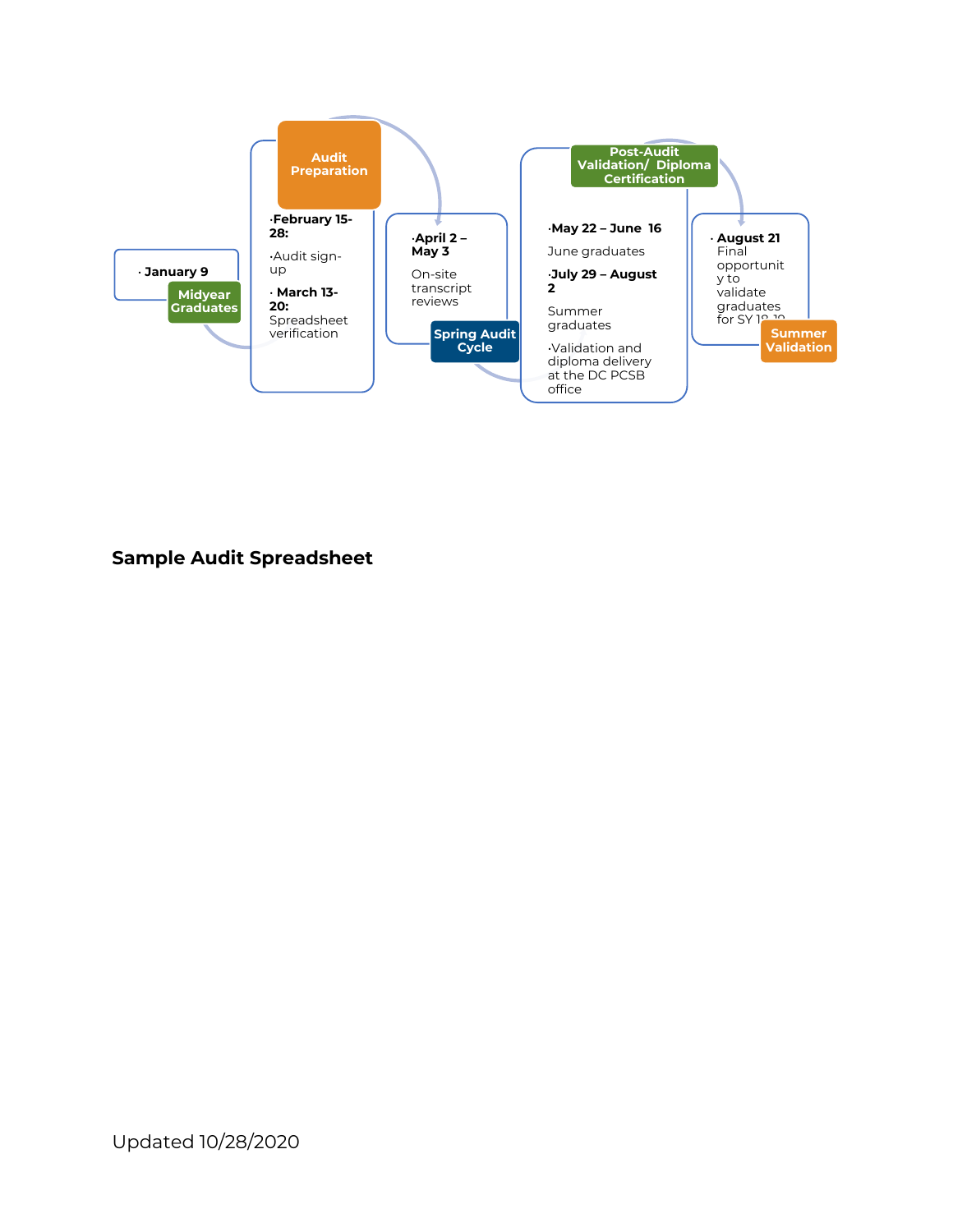· January 9

**Midyear Graduates**

**Audit Preparation**

·**February 15-28:**

·Audit sign-up

· **March 13-20:**

Spreadsheet verification

·**April 2 – May 3**

On-site transcript reviews

**Spring Audit Cycle**

**Post-Audit Validation/ Diploma Certification**

·**May 22 – June 16**

June graduates

·**July 29 – August 2**

Summer graduates

·Validation and diploma delivery at the DC PCSB office

· **August 21**

Final opportunity to validate graduates for SY 18-19

**Summer Validation**

### Sample Audit Spreadsheet

Updated 10/28/2020